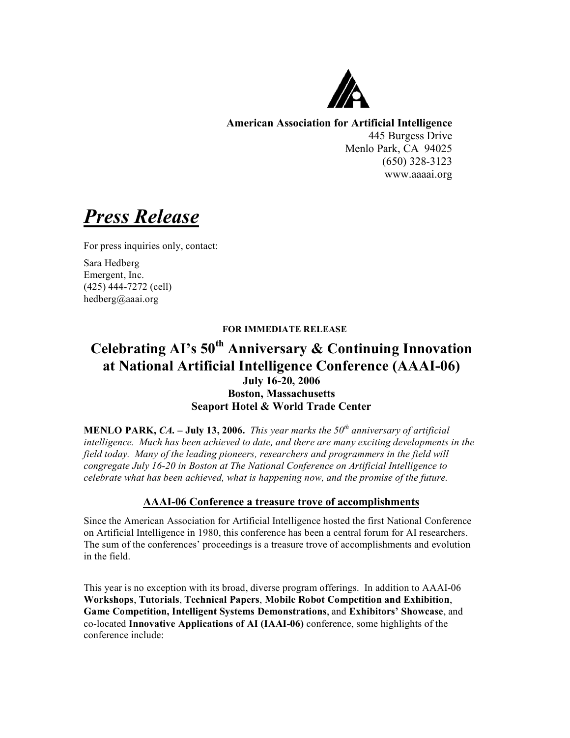**American Association for Artificial Intelligence**
445 Burgess Drive
Menlo Park, CA 94025
(650) 328-3123
www.aaaai.org

# ***Press Release***

For press inquiries only, contact:

Sara Hedberg
Emergent, Inc.
(425) 444-7272 (cell)
hedberg@aaai.org

**FOR IMMEDIATE RELEASE**

## Celebrating AI's 50th Anniversary & Continuing Innovation at National Artificial Intelligence Conference (AAAI-06)

**July 16-20, 2006**
**Boston, Massachusetts**
**Seaport Hotel & World Trade Center**

**MENLO PARK, *CA*. – July 13, 2006.** *This year marks the 50th anniversary of artificial intelligence. Much has been achieved to date, and there are many exciting developments in the field today. Many of the leading pioneers, researchers and programmers in the field will congregate July 16-20 in Boston at The National Conference on Artificial Intelligence to celebrate what has been achieved, what is happening now, and the promise of the future.*

### AAAI-06 Conference a treasure trove of accomplishments

Since the American Association for Artificial Intelligence hosted the first National Conference on Artificial Intelligence in 1980, this conference has been a central forum for AI researchers. The sum of the conferences' proceedings is a treasure trove of accomplishments and evolution in the field.

This year is no exception with its broad, diverse program offerings. In addition to AAAI-06 **Workshops**, **Tutorials**, **Technical Papers**, **Mobile Robot Competition and Exhibition**, **Game Competition, Intelligent Systems Demonstrations**, and **Exhibitors' Showcase**, and co-located **Innovative Applications of AI (IAAI-06)** conference, some highlights of the conference include: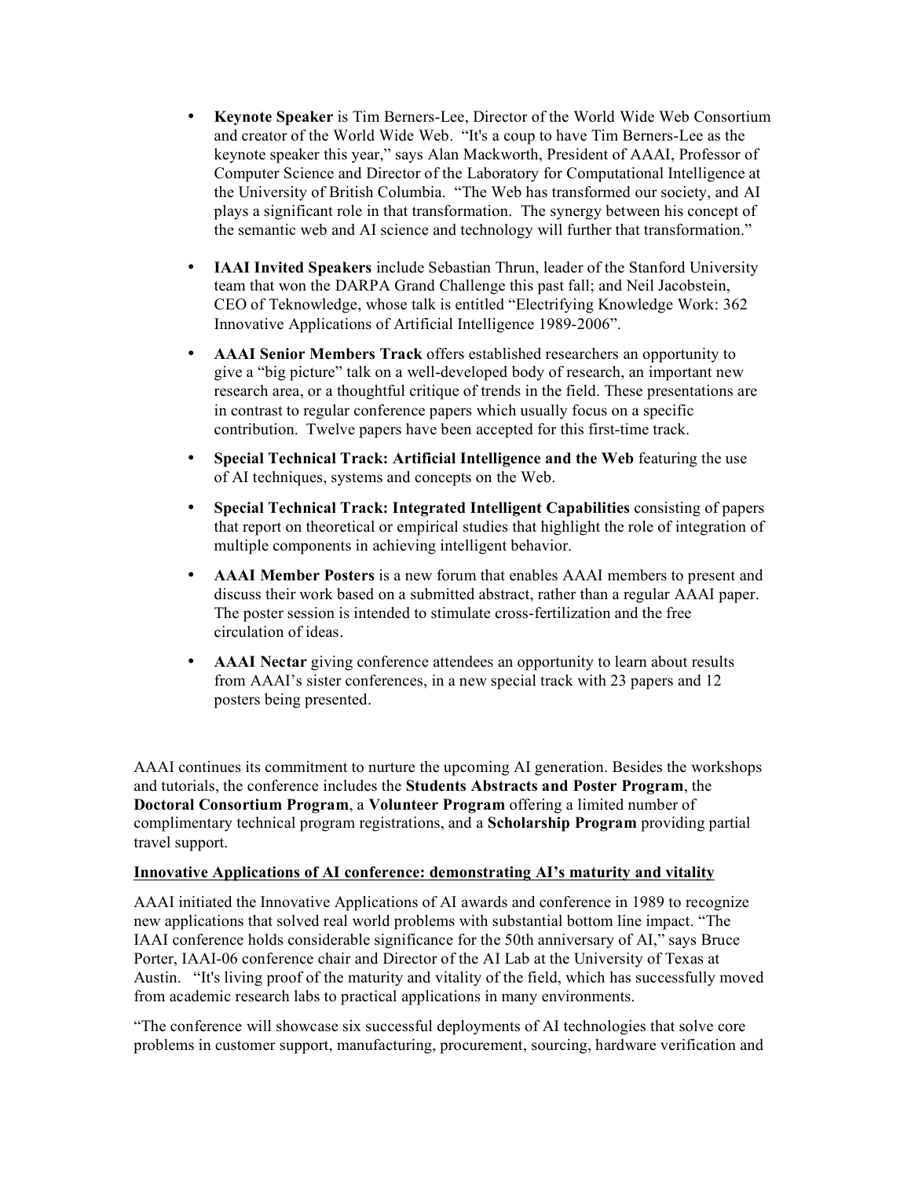- **Keynote Speaker** is Tim Berners-Lee, Director of the World Wide Web Consortium and creator of the World Wide Web. "It's a coup to have Tim Berners-Lee as the keynote speaker this year," says Alan Mackworth, President of AAAI, Professor of Computer Science and Director of the Laboratory for Computational Intelligence at the University of British Columbia. "The Web has transformed our society, and AI plays a significant role in that transformation. The synergy between his concept of the semantic web and AI science and technology will further that transformation."

- **IAAI Invited Speakers** include Sebastian Thrun, leader of the Stanford University team that won the DARPA Grand Challenge this past fall; and Neil Jacobstein, CEO of Teknowledge, whose talk is entitled "Electrifying Knowledge Work: 362 Innovative Applications of Artificial Intelligence 1989-2006".

- **AAAI Senior Members Track** offers established researchers an opportunity to give a "big picture" talk on a well-developed body of research, an important new research area, or a thoughtful critique of trends in the field. These presentations are in contrast to regular conference papers which usually focus on a specific contribution. Twelve papers have been accepted for this first-time track.

- **Special Technical Track: Artificial Intelligence and the Web** featuring the use of AI techniques, systems and concepts on the Web.

- **Special Technical Track: Integrated Intelligent Capabilities** consisting of papers that report on theoretical or empirical studies that highlight the role of integration of multiple components in achieving intelligent behavior.

- **AAAI Member Posters** is a new forum that enables AAAI members to present and discuss their work based on a submitted abstract, rather than a regular AAAI paper. The poster session is intended to stimulate cross-fertilization and the free circulation of ideas.

- **AAAI Nectar** giving conference attendees an opportunity to learn about results from AAAI's sister conferences, in a new special track with 23 papers and 12 posters being presented.

AAAI continues its commitment to nurture the upcoming AI generation. Besides the workshops and tutorials, the conference includes the **Students Abstracts and Poster Program**, the **Doctoral Consortium Program**, a **Volunteer Program** offering a limited number of complimentary technical program registrations, and a **Scholarship Program** providing partial travel support.

**<u>Innovative Applications of AI conference: demonstrating AI's maturity and vitality</u>**

AAAI initiated the Innovative Applications of AI awards and conference in 1989 to recognize new applications that solved real world problems with substantial bottom line impact. "The IAAI conference holds considerable significance for the 50th anniversary of AI," says Bruce Porter, IAAI-06 conference chair and Director of the AI Lab at the University of Texas at Austin. "It's living proof of the maturity and vitality of the field, which has successfully moved from academic research labs to practical applications in many environments.

"The conference will showcase six successful deployments of AI technologies that solve core problems in customer support, manufacturing, procurement, sourcing, hardware verification and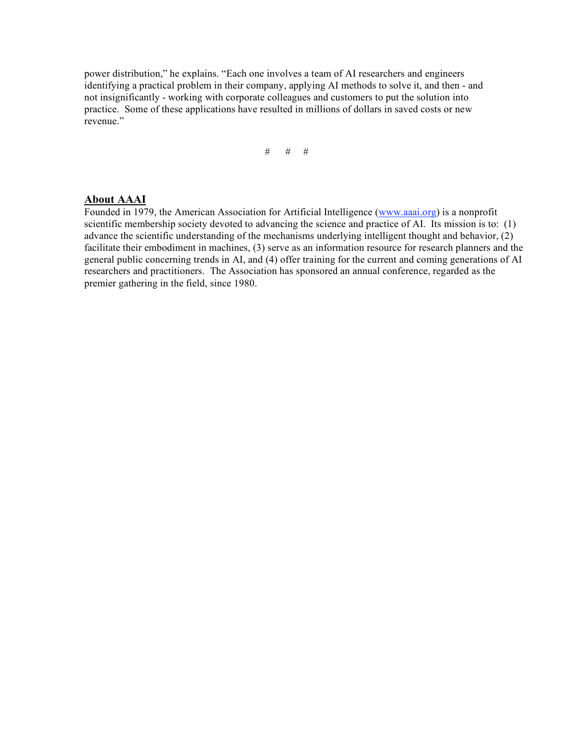power distribution," he explains. "Each one involves a team of AI researchers and engineers identifying a practical problem in their company, applying AI methods to solve it, and then - and not insignificantly - working with corporate colleagues and customers to put the solution into practice. Some of these applications have resulted in millions of dollars in saved costs or new revenue."

# # #

## About AAAI

Founded in 1979, the American Association for Artificial Intelligence (www.aaai.org) is a nonprofit scientific membership society devoted to advancing the science and practice of AI. Its mission is to: (1) advance the scientific understanding of the mechanisms underlying intelligent thought and behavior, (2) facilitate their embodiment in machines, (3) serve as an information resource for research planners and the general public concerning trends in AI, and (4) offer training for the current and coming generations of AI researchers and practitioners. The Association has sponsored an annual conference, regarded as the premier gathering in the field, since 1980.